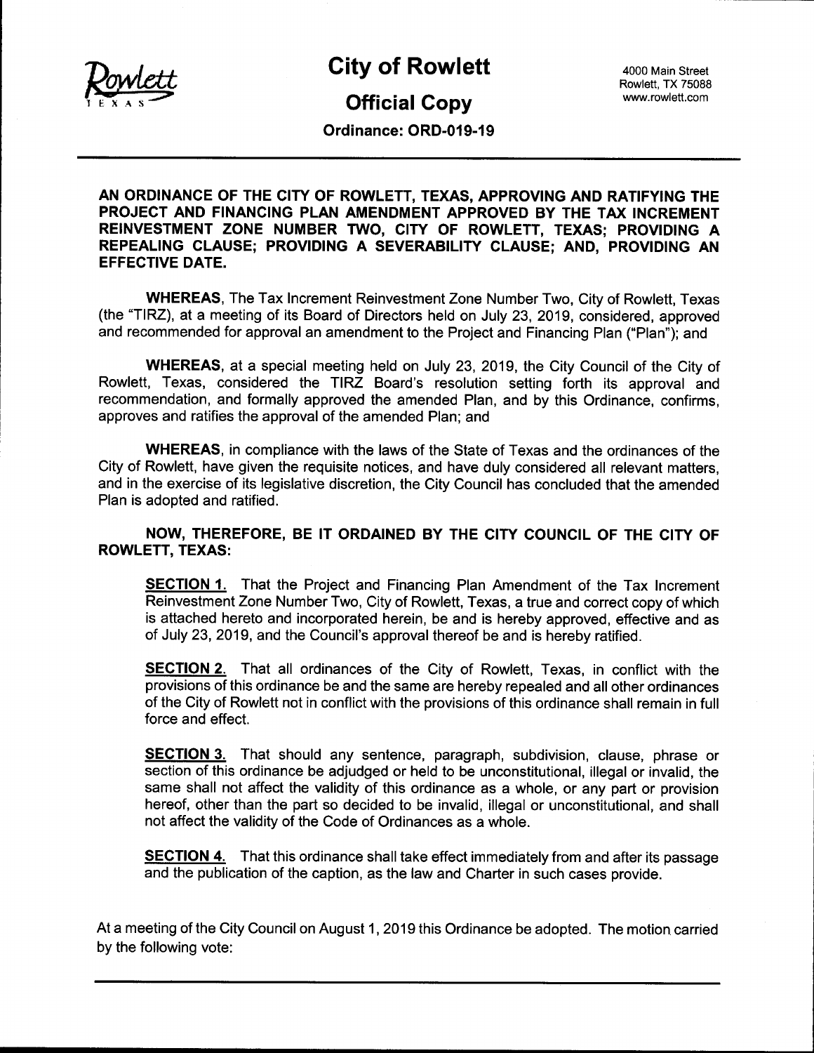Rowlett TEXAS

# City of Rowlett

4000 Main Street
Rowlett, TX 75088
www.rowlett.com

## Official Copy

**Ordinance: ORD-019-19**

**AN ORDINANCE OF THE CITY OF ROWLETT, TEXAS, APPROVING AND RATIFYING THE PROJECT AND FINANCING PLAN AMENDMENT APPROVED BY THE TAX INCREMENT REINVESTMENT ZONE NUMBER TWO, CITY OF ROWLETT, TEXAS; PROVIDING A REPEALING CLAUSE; PROVIDING A SEVERABILITY CLAUSE; AND, PROVIDING AN EFFECTIVE DATE.**

**WHEREAS**, The Tax Increment Reinvestment Zone Number Two, City of Rowlett, Texas (the "TIRZ), at a meeting of its Board of Directors held on July 23, 2019, considered, approved and recommended for approval an amendment to the Project and Financing Plan ("Plan"); and

**WHEREAS**, at a special meeting held on July 23, 2019, the City Council of the City of Rowlett, Texas, considered the TIRZ Board's resolution setting forth its approval and recommendation, and formally approved the amended Plan, and by this Ordinance, confirms, approves and ratifies the approval of the amended Plan; and

**WHEREAS**, in compliance with the laws of the State of Texas and the ordinances of the City of Rowlett, have given the requisite notices, and have duly considered all relevant matters, and in the exercise of its legislative discretion, the City Council has concluded that the amended Plan is adopted and ratified.

**NOW, THEREFORE, BE IT ORDAINED BY THE CITY COUNCIL OF THE CITY OF ROWLETT, TEXAS:**

**SECTION 1.** That the Project and Financing Plan Amendment of the Tax Increment Reinvestment Zone Number Two, City of Rowlett, Texas, a true and correct copy of which is attached hereto and incorporated herein, be and is hereby approved, effective and as of July 23, 2019, and the Council's approval thereof be and is hereby ratified.

**SECTION 2.** That all ordinances of the City of Rowlett, Texas, in conflict with the provisions of this ordinance be and the same are hereby repealed and all other ordinances of the City of Rowlett not in conflict with the provisions of this ordinance shall remain in full force and effect.

**SECTION 3.** That should any sentence, paragraph, subdivision, clause, phrase or section of this ordinance be adjudged or held to be unconstitutional, illegal or invalid, the same shall not affect the validity of this ordinance as a whole, or any part or provision hereof, other than the part so decided to be invalid, illegal or unconstitutional, and shall not affect the validity of the Code of Ordinances as a whole.

**SECTION 4.** That this ordinance shall take effect immediately from and after its passage and the publication of the caption, as the law and Charter in such cases provide.

At a meeting of the City Council on August 1, 2019 this Ordinance be adopted. The motion carried by the following vote: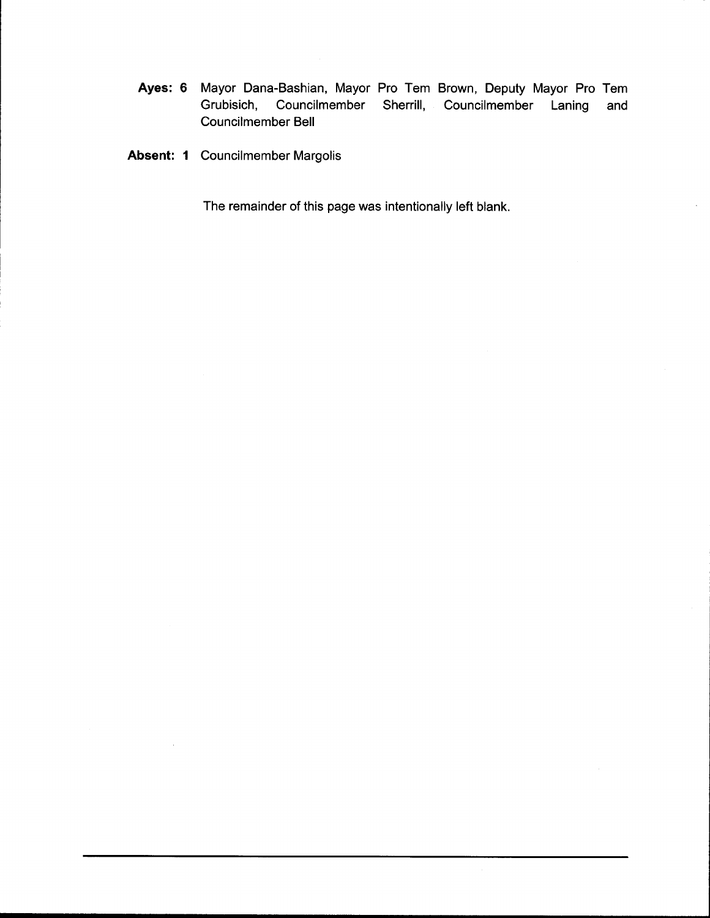**Ayes: 6** Mayor Dana-Bashian, Mayor Pro Tem Brown, Deputy Mayor Pro Tem Grubisich, Councilmember Sherrill, Councilmember Laning and Councilmember Bell

**Absent: 1** Councilmember Margolis

The remainder of this page was intentionally left blank.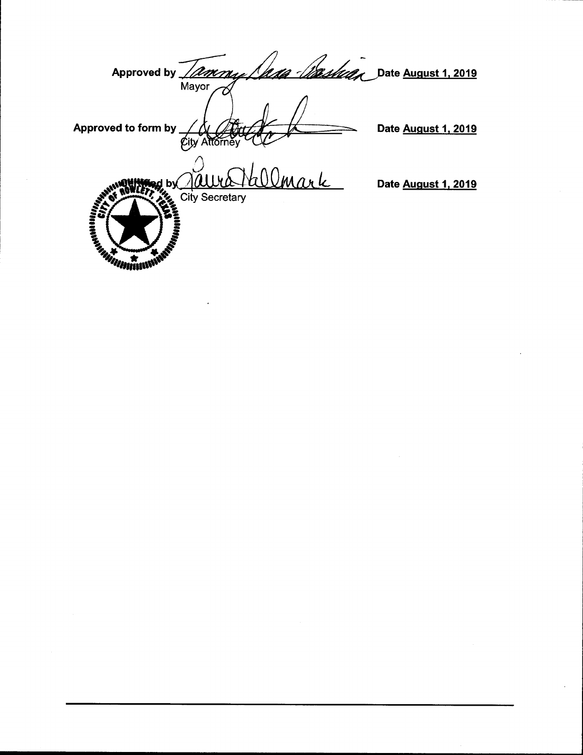Approved by Tammy Dana-Bashian Date August 1, 2019

Mayor

Approved to form by ____________________ Date August 1, 2019

City Attorney

Certified by Laura Hallmark Date August 1, 2019

City Secretary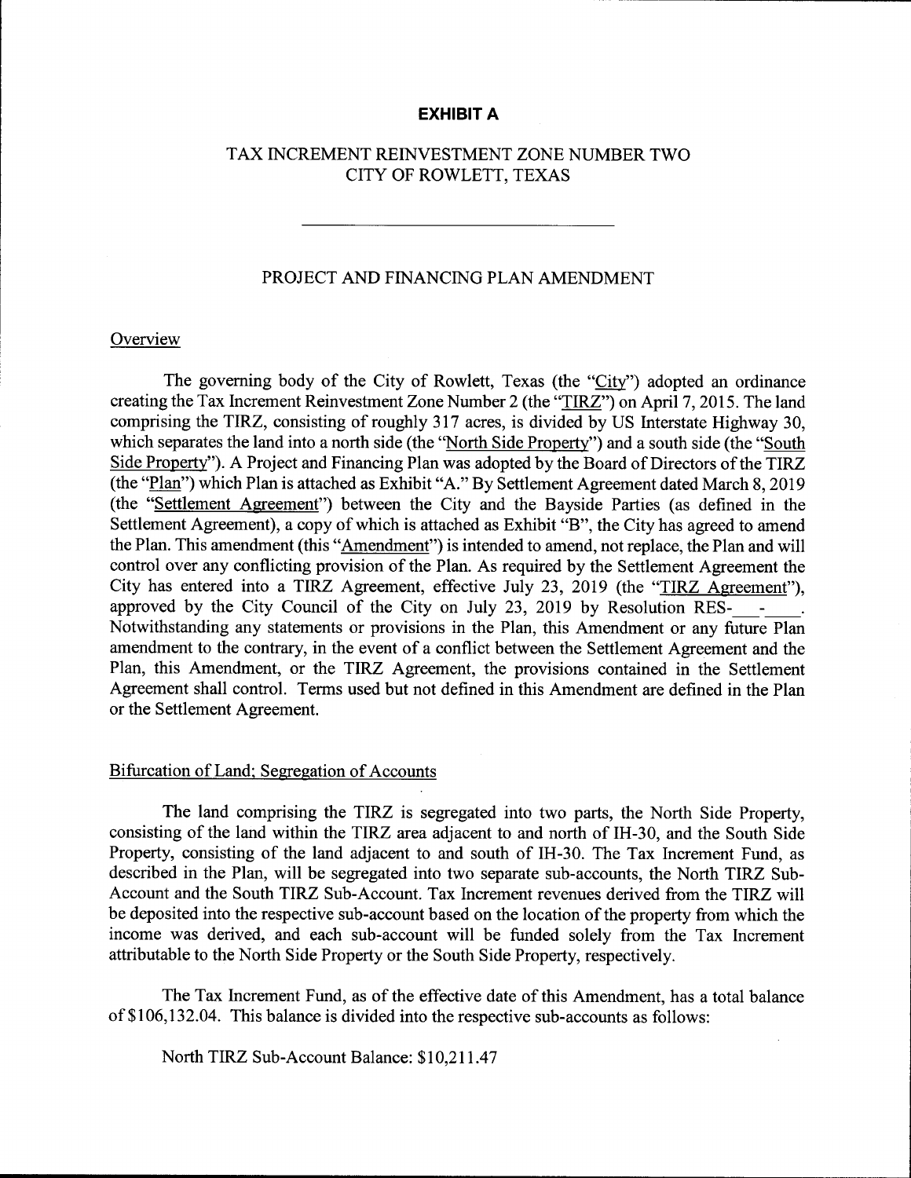**EXHIBIT A**

TAX INCREMENT REINVESTMENT ZONE NUMBER TWO
CITY OF ROWLETT, TEXAS

---

PROJECT AND FINANCING PLAN AMENDMENT

Overview

The governing body of the City of Rowlett, Texas (the "City") adopted an ordinance creating the Tax Increment Reinvestment Zone Number 2 (the "TIRZ") on April 7, 2015. The land comprising the TIRZ, consisting of roughly 317 acres, is divided by US Interstate Highway 30, which separates the land into a north side (the "North Side Property") and a south side (the "South Side Property"). A Project and Financing Plan was adopted by the Board of Directors of the TIRZ (the "Plan") which Plan is attached as Exhibit "A." By Settlement Agreement dated March 8, 2019 (the "Settlement Agreement") between the City and the Bayside Parties (as defined in the Settlement Agreement), a copy of which is attached as Exhibit "B", the City has agreed to amend the Plan. This amendment (this "Amendment") is intended to amend, not replace, the Plan and will control over any conflicting provision of the Plan. As required by the Settlement Agreement the City has entered into a TIRZ Agreement, effective July 23, 2019 (the "TIRZ Agreement"), approved by the City Council of the City on July 23, 2019 by Resolution RES-___-____. Notwithstanding any statements or provisions in the Plan, this Amendment or any future Plan amendment to the contrary, in the event of a conflict between the Settlement Agreement and the Plan, this Amendment, or the TIRZ Agreement, the provisions contained in the Settlement Agreement shall control. Terms used but not defined in this Amendment are defined in the Plan or the Settlement Agreement.

Bifurcation of Land; Segregation of Accounts

The land comprising the TIRZ is segregated into two parts, the North Side Property, consisting of the land within the TIRZ area adjacent to and north of IH-30, and the South Side Property, consisting of the land adjacent to and south of IH-30. The Tax Increment Fund, as described in the Plan, will be segregated into two separate sub-accounts, the North TIRZ Sub-Account and the South TIRZ Sub-Account. Tax Increment revenues derived from the TIRZ will be deposited into the respective sub-account based on the location of the property from which the income was derived, and each sub-account will be funded solely from the Tax Increment attributable to the North Side Property or the South Side Property, respectively.

The Tax Increment Fund, as of the effective date of this Amendment, has a total balance of $106,132.04. This balance is divided into the respective sub-accounts as follows:

North TIRZ Sub-Account Balance: $10,211.47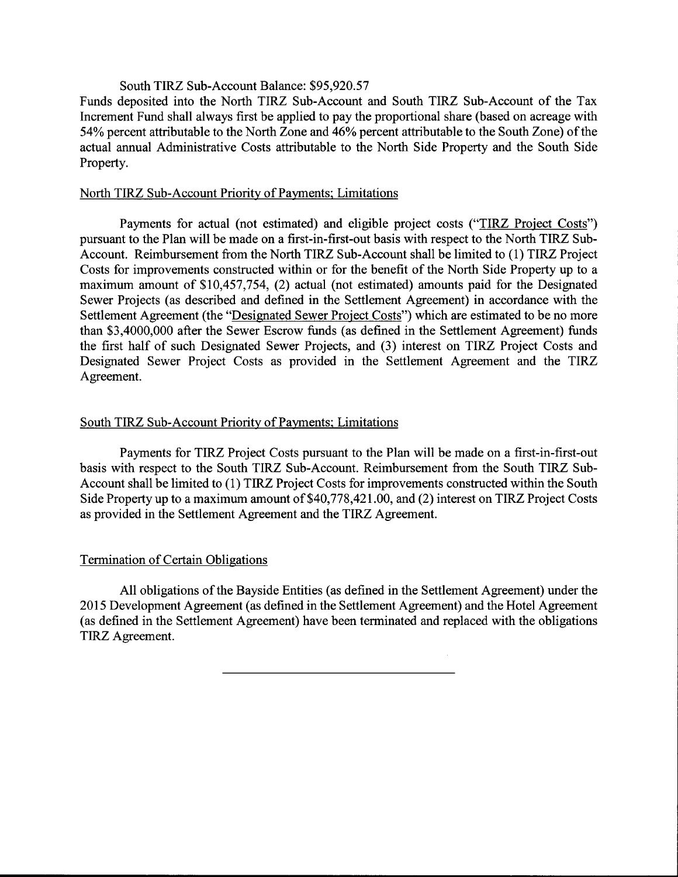South TIRZ Sub-Account Balance: $95,920.57

Funds deposited into the North TIRZ Sub-Account and South TIRZ Sub-Account of the Tax Increment Fund shall always first be applied to pay the proportional share (based on acreage with 54% percent attributable to the North Zone and 46% percent attributable to the South Zone) of the actual annual Administrative Costs attributable to the North Side Property and the South Side Property.

North TIRZ Sub-Account Priority of Payments; Limitations

Payments for actual (not estimated) and eligible project costs ("TIRZ Project Costs") pursuant to the Plan will be made on a first-in-first-out basis with respect to the North TIRZ Sub-Account. Reimbursement from the North TIRZ Sub-Account shall be limited to (1) TIRZ Project Costs for improvements constructed within or for the benefit of the North Side Property up to a maximum amount of $10,457,754, (2) actual (not estimated) amounts paid for the Designated Sewer Projects (as described and defined in the Settlement Agreement) in accordance with the Settlement Agreement (the "Designated Sewer Project Costs") which are estimated to be no more than $3,4000,000 after the Sewer Escrow funds (as defined in the Settlement Agreement) funds the first half of such Designated Sewer Projects, and (3) interest on TIRZ Project Costs and Designated Sewer Project Costs as provided in the Settlement Agreement and the TIRZ Agreement.

South TIRZ Sub-Account Priority of Payments; Limitations

Payments for TIRZ Project Costs pursuant to the Plan will be made on a first-in-first-out basis with respect to the South TIRZ Sub-Account. Reimbursement from the South TIRZ Sub-Account shall be limited to (1) TIRZ Project Costs for improvements constructed within the South Side Property up to a maximum amount of $40,778,421.00, and (2) interest on TIRZ Project Costs as provided in the Settlement Agreement and the TIRZ Agreement.

Termination of Certain Obligations

All obligations of the Bayside Entities (as defined in the Settlement Agreement) under the 2015 Development Agreement (as defined in the Settlement Agreement) and the Hotel Agreement (as defined in the Settlement Agreement) have been terminated and replaced with the obligations TIRZ Agreement.

---